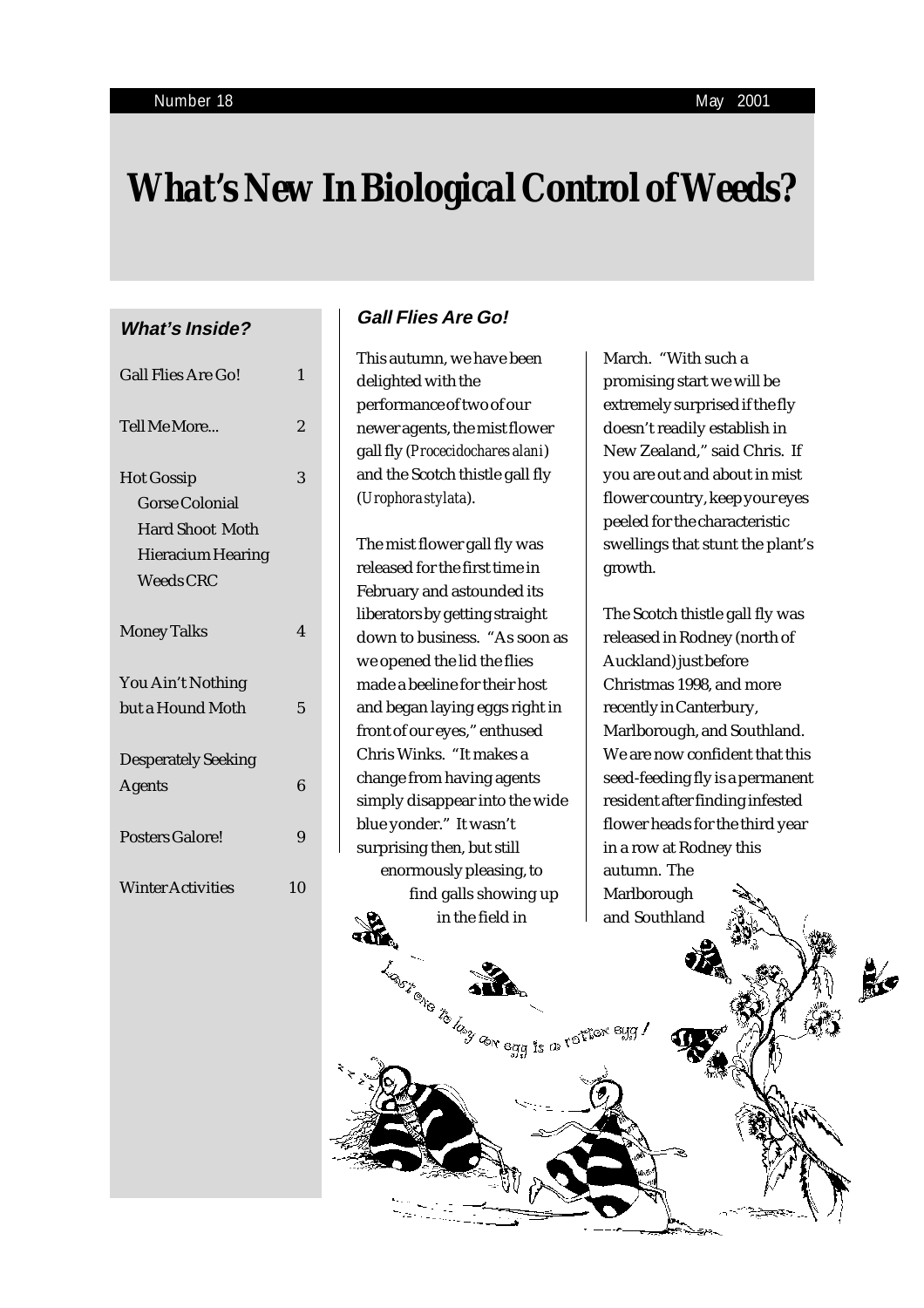# What's New In Biological Control of Weeds?

### What's Inside?

| | |
|---|---|
| Gall Flies Are Go! | 1 |
| Tell Me More... | 2 |
| Hot Gossip | 3 |
| Gorse Colonial | |
| Hard Shoot Moth | |
| Hieracium Hearing | |
| Weeds CRC | |
| Money Talks | 4 |
| You Ain't Nothing but a Hound Moth | 5 |
| Desperately Seeking Agents | 6 |
| Posters Galore! | 9 |
| Winter Activities | 10 |

## Gall Flies Are Go!

This autumn, we have been delighted with the performance of two of our newer agents, the mist flower gall fly (*Procecidochares alani*) and the Scotch thistle gall fly (*Urophora stylata*).

The mist flower gall fly was released for the first time in February and astounded its liberators by getting straight down to business. "As soon as we opened the lid the flies made a beeline for their host and began laying eggs right in front of our eyes," enthused Chris Winks. "It makes a change from having agents simply disappear into the wide blue yonder." It wasn't surprising then, but still enormously pleasing, to find galls showing up in the field in March. "With such a promising start we will be extremely surprised if the fly doesn't readily establish in New Zealand," said Chris. If you are out and about in mist flower country, keep your eyes peeled for the characteristic swellings that stunt the plant's growth.

The Scotch thistle gall fly was released in Rodney (north of Auckland) just before Christmas 1998, and more recently in Canterbury, Marlborough, and Southland. We are now confident that this seed-feeding fly is a permanent resident after finding infested flower heads for the third year in a row at Rodney this autumn. The Marlborough and Southland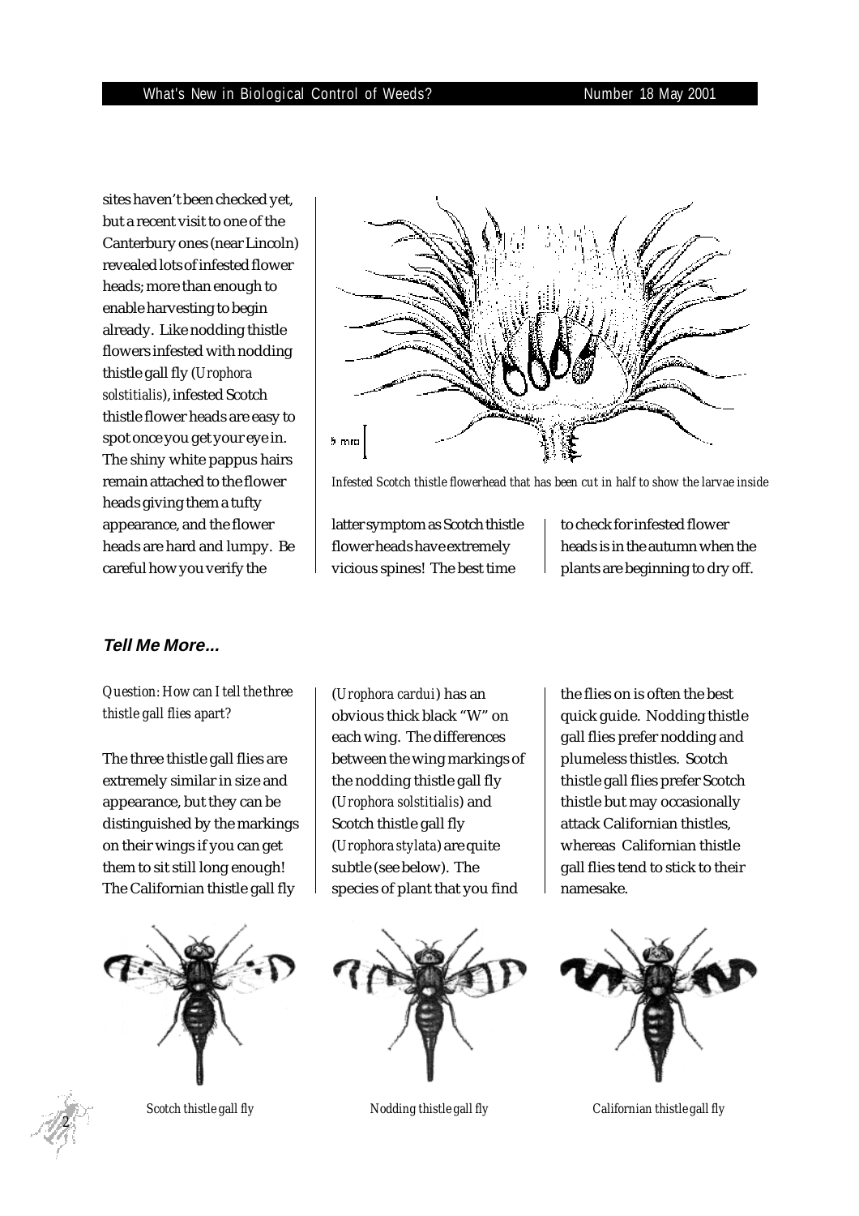sites haven't been checked yet, but a recent visit to one of the Canterbury ones (near Lincoln) revealed lots of infested flower heads; more than enough to enable harvesting to begin already. Like nodding thistle flowers infested with nodding thistle gall fly (*Urophora solstitialis*), infested Scotch thistle flower heads are easy to spot once you get your eye in. The shiny white pappus hairs remain attached to the flower heads giving them a tufty appearance, and the flower heads are hard and lumpy. Be careful how you verify the latter symptom as Scotch thistle flower heads have extremely vicious spines! The best time to check for infested flower heads is in the autumn when the plants are beginning to dry off.

*Infested Scotch thistle flowerhead that has been cut in half to show the larvae inside*

### Tell Me More...

*Question: How can I tell the three thistle gall flies apart?*

The three thistle gall flies are extremely similar in size and appearance, but they can be distinguished by the markings on their wings if you can get them to sit still long enough! The Californian thistle gall fly (*Urophora cardui*) has an obvious thick black "W" on each wing. The differences between the wing markings of the nodding thistle gall fly (*Urophora solstitialis*) and Scotch thistle gall fly (*Urophora stylata*) are quite subtle (see below). The species of plant that you find the flies on is often the best quick guide. Nodding thistle gall flies prefer nodding and plumeless thistles. Scotch thistle gall flies prefer Scotch thistle but may occasionally attack Californian thistles, whereas Californian thistle gall flies tend to stick to their namesake.

*Scotch thistle gall fly*

*Nodding thistle gall fly*

*Californian thistle gall fly*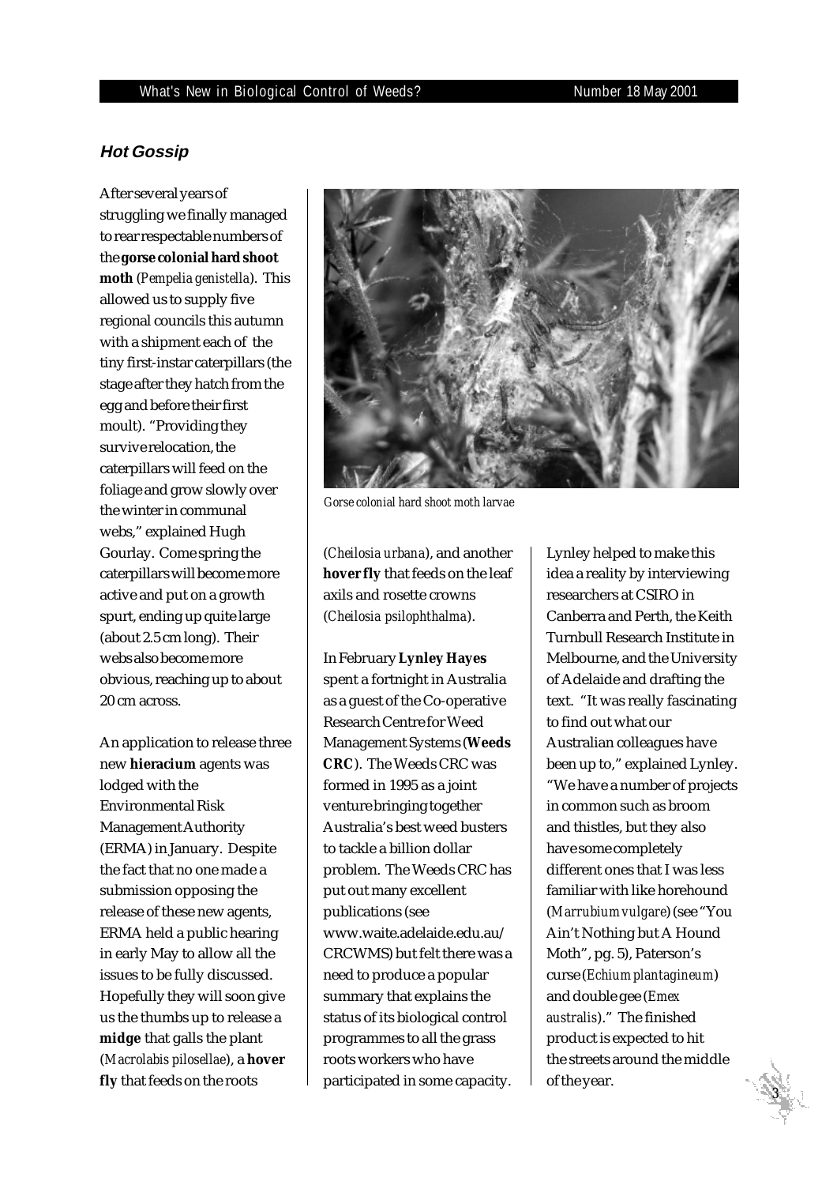## *Hot Gossip*

After several years of struggling we finally managed to rear respectable numbers of the **gorse colonial hard shoot moth** (*Pempelia genistella*). This allowed us to supply five regional councils this autumn with a shipment each of the tiny first-instar caterpillars (the stage after they hatch from the egg and before their first moult). "Providing they survive relocation, the caterpillars will feed on the foliage and grow slowly over the winter in communal webs," explained Hugh Gourlay. Come spring the caterpillars will become more active and put on a growth spurt, ending up quite large (about 2.5 cm long). Their webs also become more obvious, reaching up to about 20 cm across.

*Gorse colonial hard shoot moth larvae*

An application to release three new **hieracium** agents was lodged with the Environmental Risk Management Authority (ERMA) in January. Despite the fact that no one made a submission opposing the release of these new agents, ERMA held a public hearing in early May to allow all the issues to be fully discussed. Hopefully they will soon give us the thumbs up to release a **midge** that galls the plant (*Macrolabis pilosellae*), a **hover fly** that feeds on the roots (*Cheilosia urbana*), and another **hover fly** that feeds on the leaf axils and rosette crowns (*Cheilosia psilophthalma*).

In February **Lynley Hayes** spent a fortnight in Australia as a guest of the Co-operative Research Centre for Weed Management Systems (**Weeds CRC**). The Weeds CRC was formed in 1995 as a joint venture bringing together Australia's best weed busters to tackle a billion dollar problem. The Weeds CRC has put out many excellent publications (see www.waite.adelaide.edu.au/CRCWMS) but felt there was a need to produce a popular summary that explains the status of its biological control programmes to all the grass roots workers who have participated in some capacity. Lynley helped to make this idea a reality by interviewing researchers at CSIRO in Canberra and Perth, the Keith Turnbull Research Institute in Melbourne, and the University of Adelaide and drafting the text. "It was really fascinating to find out what our Australian colleagues have been up to," explained Lynley. "We have a number of projects in common such as broom and thistles, but they also have some completely different ones that I was less familiar with like horehound (*Marrubium vulgare*) (see "You Ain't Nothing but A Hound Moth", pg. 5), Paterson's curse (*Echium plantagineum*) and double gee (*Emex australis*)." The finished product is expected to hit the streets around the middle of the year.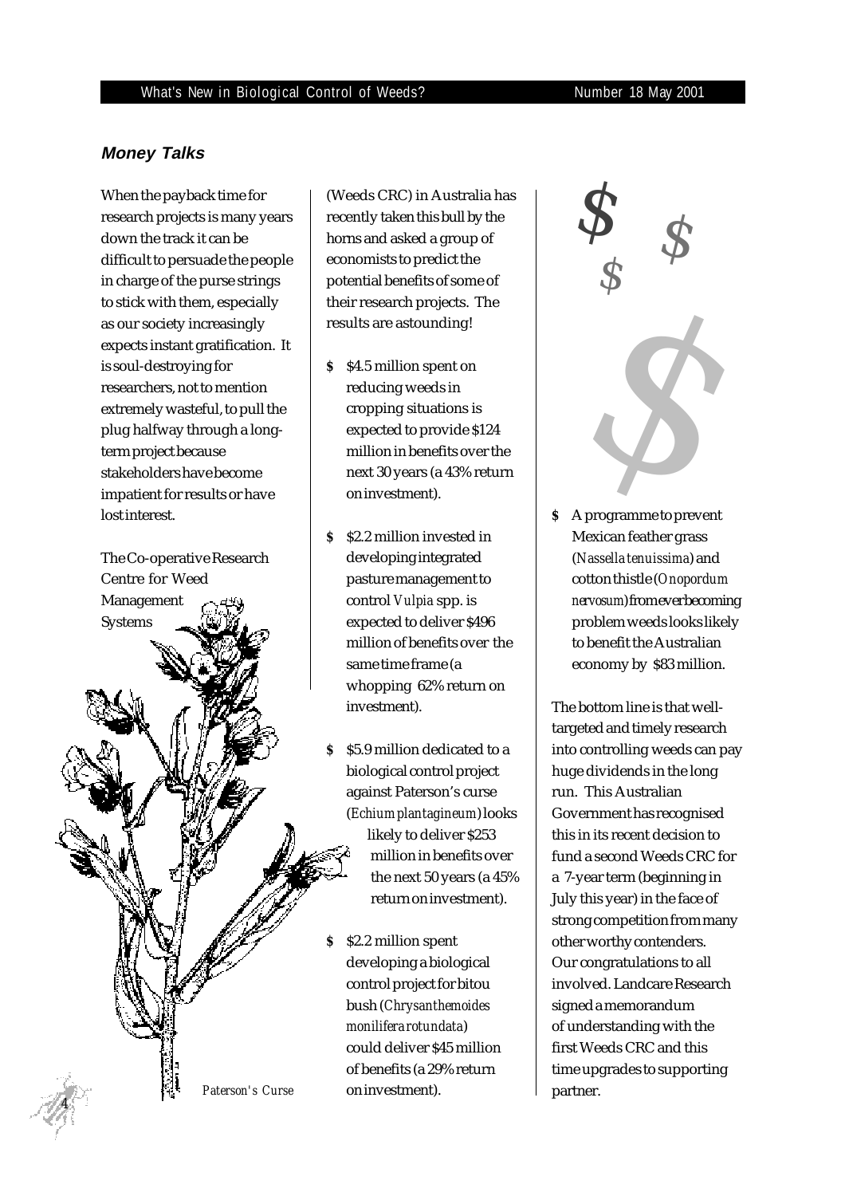## *Money Talks*

When the payback time for research projects is many years down the track it can be difficult to persuade the people in charge of the purse strings to stick with them, especially as our society increasingly expects instant gratification. It is soul-destroying for researchers, not to mention extremely wasteful, to pull the plug halfway through a long-term project because stakeholders have become impatient for results or have lost interest.

The Co-operative Research Centre for Weed Management Systems (Weeds CRC) in Australia has recently taken this bull by the horns and asked a group of economists to predict the potential benefits of some of their research projects. The results are astounding!

- $4.5 million spent on reducing weeds in cropping situations is expected to provide $124 million in benefits over the next 30 years (a 43% return on investment).
- $2.2 million invested in developing integrated pasture management to control *Vulpia* spp. is expected to deliver $496 million of benefits over the same time frame (a whopping 62% return on investment).
- $5.9 million dedicated to a biological control project against Paterson's curse (*Echium plantagineum*) looks likely to deliver $253 million in benefits over the next 50 years (a 45% return on investment).
- $2.2 million spent developing a biological control project for bitou bush (*Chrysanthemoides monilifera rotundata*) could deliver $45 million of benefits (a 29% return on investment).
- A programme to prevent Mexican feather grass (*Nassella tenuissima*) and cotton thistle (*Onopordum nervosum*) from ever becoming problem weeds looks likely to benefit the Australian economy by $83 million.

The bottom line is that well-targeted and timely research into controlling weeds can pay huge dividends in the long run. This Australian Government has recognised this in its recent decision to fund a second Weeds CRC for a 7-year term (beginning in July this year) in the face of strong competition from many other worthy contenders. Our congratulations to all involved. Landcare Research signed a memorandum of understanding with the first Weeds CRC and this time upgrades to supporting partner.

Paterson's Curse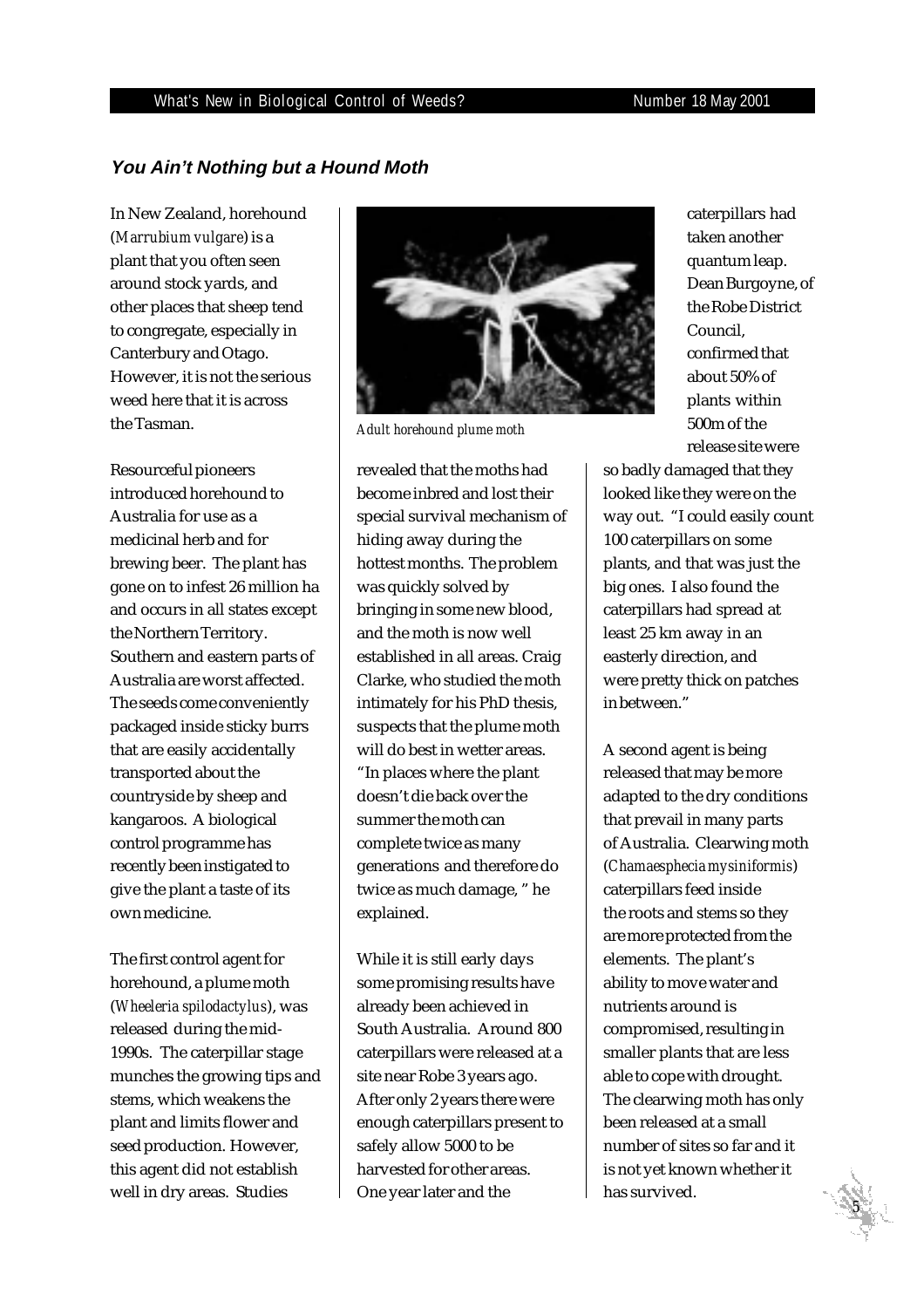### *You Ain't Nothing but a Hound Moth*

In New Zealand, horehound (*Marrubium vulgare*) is a plant that you often seen around stock yards, and other places that sheep tend to congregate, especially in Canterbury and Otago. However, it is not the serious weed here that it is across the Tasman.

Resourceful pioneers introduced horehound to Australia for use as a medicinal herb and for brewing beer. The plant has gone on to infest 26 million ha and occurs in all states except the Northern Territory. Southern and eastern parts of Australia are worst affected. The seeds come conveniently packaged inside sticky burrs that are easily accidentally transported about the countryside by sheep and kangaroos. A biological control programme has recently been instigated to give the plant a taste of its own medicine.

The first control agent for horehound, a plume moth (*Wheeleria spilodactylus*), was released during the mid-1990s. The caterpillar stage munches the growing tips and stems, which weakens the plant and limits flower and seed production. However, this agent did not establish well in dry areas. Studies revealed that the moths had become inbred and lost their special survival mechanism of hiding away during the hottest months. The problem was quickly solved by bringing in some new blood, and the moth is now well established in all areas. Craig Clarke, who studied the moth intimately for his PhD thesis, suspects that the plume moth will do best in wetter areas. "In places where the plant doesn't die back over the summer the moth can complete twice as many generations and therefore do twice as much damage, " he explained.

Adult horehound plume moth

While it is still early days some promising results have already been achieved in South Australia. Around 800 caterpillars were released at a site near Robe 3 years ago. After only 2 years there were enough caterpillars present to safely allow 5000 to be harvested for other areas. One year later and the caterpillars had taken another quantum leap. Dean Burgoyne, of the Robe District Council, confirmed that about 50% of plants within 500m of the release site were so badly damaged that they looked like they were on the way out. "I could easily count 100 caterpillars on some plants, and that was just the big ones. I also found the caterpillars had spread at least 25 km away in an easterly direction, and were pretty thick on patches in between."

A second agent is being released that may be more adapted to the dry conditions that prevail in many parts of Australia. Clearwing moth (*Chamaesphecia mysiniformis*) caterpillars feed inside the roots and stems so they are more protected from the elements. The plant's ability to move water and nutrients around is compromised, resulting in smaller plants that are less able to cope with drought. The clearwing moth has only been released at a small number of sites so far and it is not yet known whether it has survived.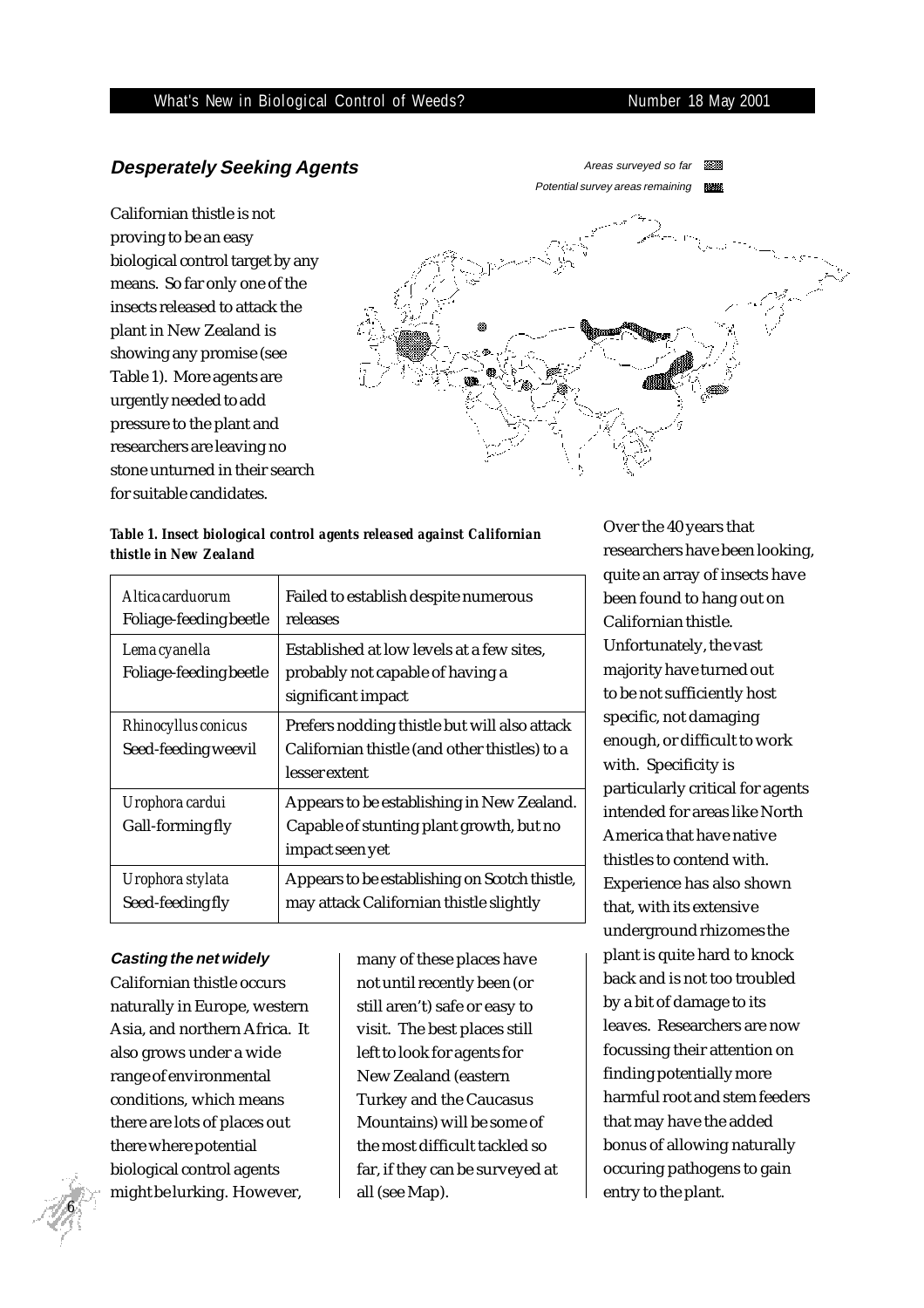## Desperately Seeking Agents

Areas surveyed so far

Potential survey areas remaining

Californian thistle is not proving to be an easy biological control target by any means. So far only one of the insects released to attack the plant in New Zealand is showing any promise (see Table 1). More agents are urgently needed to add pressure to the plant and researchers are leaving no stone unturned in their search for suitable candidates.

**Table 1. Insect biological control agents released against Californian thistle in New Zealand**

| | |
|---|---|
| *Altica carduorum* Foliage-feeding beetle | Failed to establish despite numerous releases |
| *Lema cyanella* Foliage-feeding beetle | Established at low levels at a few sites, probably not capable of having a significant impact |
| *Rhinocyllus conicus* Seed-feeding weevil | Prefers nodding thistle but will also attack Californian thistle (and other thistles) to a lesser extent |
| *Urophora cardui* Gall-forming fly | Appears to be establishing in New Zealand. Capable of stunting plant growth, but no impact seen yet |
| *Urophora stylata* Seed-feeding fly | Appears to be establishing on Scotch thistle, may attack Californian thistle slightly |

### Casting the net widely

Californian thistle occurs naturally in Europe, western Asia, and northern Africa. It also grows under a wide range of environmental conditions, which means there are lots of places out there where potential biological control agents might be lurking. However, many of these places have not until recently been (or still aren't) safe or easy to visit. The best places still left to look for agents for New Zealand (eastern Turkey and the Caucasus Mountains) will be some of the most difficult tackled so far, if they can be surveyed at all (see Map).

Over the 40 years that researchers have been looking, quite an array of insects have been found to hang out on Californian thistle. Unfortunately, the vast majority have turned out to be not sufficiently host specific, not damaging enough, or difficult to work with. Specificity is particularly critical for agents intended for areas like North America that have native thistles to contend with. Experience has also shown that, with its extensive underground rhizomes the plant is quite hard to knock back and is not too troubled by a bit of damage to its leaves. Researchers are now focussing their attention on finding potentially more harmful root and stem feeders that may have the added bonus of allowing naturally occuring pathogens to gain entry to the plant.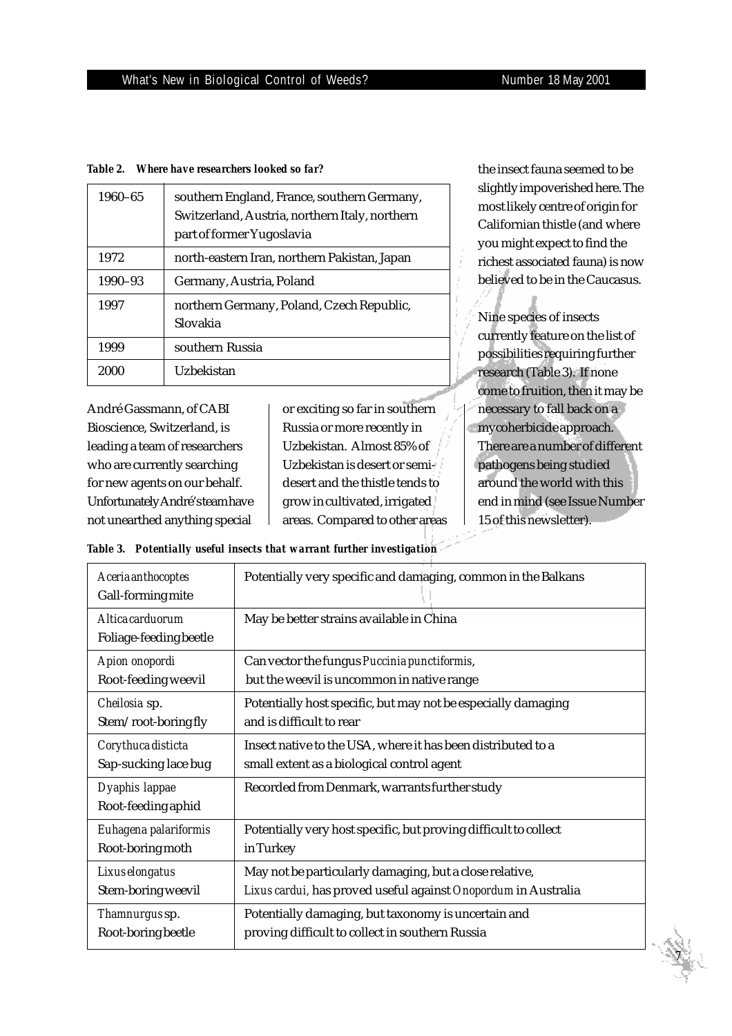**Table 2. Where have researchers looked so far?**

| | |
|---|---|
| 1960–65 | southern England, France, southern Germany, Switzerland, Austria, northern Italy, northern part of former Yugoslavia |
| 1972 | north-eastern Iran, northern Pakistan, Japan |
| 1990–93 | Germany, Austria, Poland |
| 1997 | northern Germany, Poland, Czech Republic, Slovakia |
| 1999 | southern Russia |
| 2000 | Uzbekistan |

André Gassmann, of CABI Bioscience, Switzerland, is leading a team of researchers who are currently searching for new agents on our behalf. Unfortunately André's team have not unearthed anything special or exciting so far in southern Russia or more recently in Uzbekistan. Almost 85% of Uzbekistan is desert or semi-desert and the thistle tends to grow in cultivated, irrigated areas. Compared to other areas the insect fauna seemed to be slightly impoverished here. The most likely centre of origin for Californian thistle (and where you might expect to find the richest associated fauna) is now believed to be in the Caucasus.

Nine species of insects currently feature on the list of possibilities requiring further research (Table 3). If none come to fruition, then it may be necessary to fall back on a mycoherbicide approach. There are a number of different pathogens being studied around the world with this end in mind (see Issue Number 15 of this newsletter).

**Table 3. Potentially useful insects that warrant further investigation**

| | |
|---|---|
| *Aceria anthocoptes* Gall-forming mite | Potentially very specific and damaging, common in the Balkans |
| *Altica carduorum* Foliage-feeding beetle | May be better strains available in China |
| *Apion onopordi* Root-feeding weevil | Can vector the fungus *Puccinia punctiformis*, but the weevil is uncommon in native range |
| *Cheilosia* sp. Stem/root-boring fly | Potentially host specific, but may not be especially damaging and is difficult to rear |
| *Corythuca disticta* Sap-sucking lace bug | Insect native to the USA, where it has been distributed to a small extent as a biological control agent |
| *Dyaphis lappae* Root-feeding aphid | Recorded from Denmark, warrants further study |
| *Euhagena palariformis* Root-boring moth | Potentially very host specific, but proving difficult to collect in Turkey |
| *Lixus elongatus* Stem-boring weevil | May not be particularly damaging, but a close relative, *Lixus cardui*, has proved useful against *Onopordum* in Australia |
| *Thamnurgus* sp. Root-boring beetle | Potentially damaging, but taxonomy is uncertain and proving difficult to collect in southern Russia |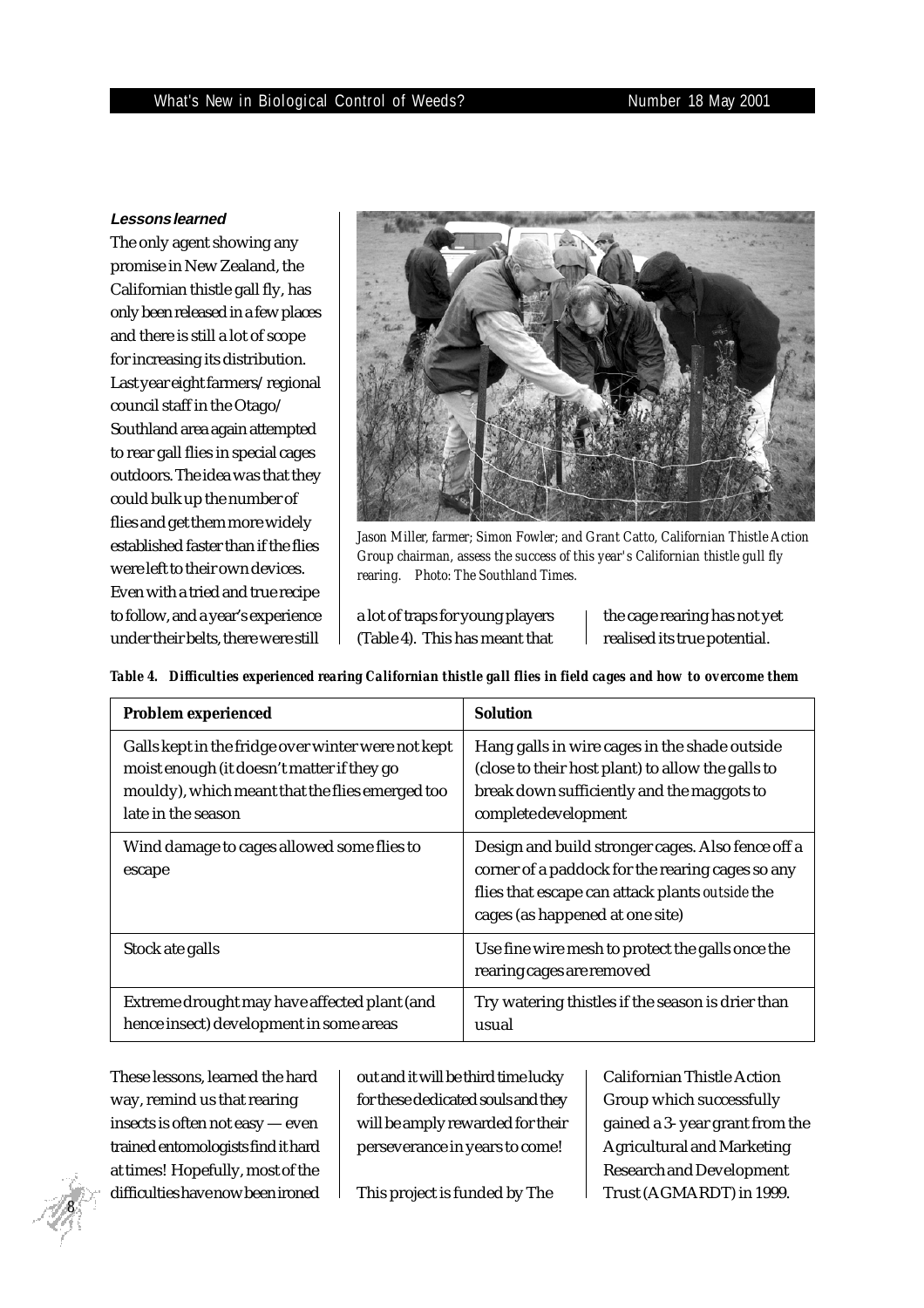#### Lessons learned

The only agent showing any promise in New Zealand, the Californian thistle gall fly, has only been released in a few places and there is still a lot of scope for increasing its distribution. Last year eight farmers/regional council staff in the Otago/Southland area again attempted to rear gall flies in special cages outdoors. The idea was that they could bulk up the number of flies and get them more widely established faster than if the flies were left to their own devices. Even with a tried and true recipe to follow, and a year's experience under their belts, there were still a lot of traps for young players (Table 4). This has meant that the cage rearing has not yet realised its true potential.

*Jason Miller, farmer; Simon Fowler; and Grant Catto, Californian Thistle Action Group chairman, assess the success of this year's Californian thistle gull fly rearing. Photo: The Southland Times.*

***Table 4. Difficulties experienced rearing Californian thistle gall flies in field cages and how to overcome them***

| Problem experienced | Solution |
|---|---|
| Galls kept in the fridge over winter were not kept moist enough (it doesn't matter if they go mouldy), which meant that the flies emerged too late in the season | Hang galls in wire cages in the shade outside (close to their host plant) to allow the galls to break down sufficiently and the maggots to complete development |
| Wind damage to cages allowed some flies to escape | Design and build stronger cages. Also fence off a corner of a paddock for the rearing cages so any flies that escape can attack plants *outside* the cages (as happened at one site) |
| Stock ate galls | Use fine wire mesh to protect the galls once the rearing cages are removed |
| Extreme drought may have affected plant (and hence insect) development in some areas | Try watering thistles if the season is drier than usual |

These lessons, learned the hard way, remind us that rearing insects is often not easy — even trained entomologists find it hard at times! Hopefully, most of the difficulties have now been ironed out and it will be third time lucky for these dedicated souls and they will be amply rewarded for their perseverance in years to come!

This project is funded by The Californian Thistle Action Group which successfully gained a 3-year grant from the Agricultural and Marketing Research and Development Trust (AGMARDT) in 1999.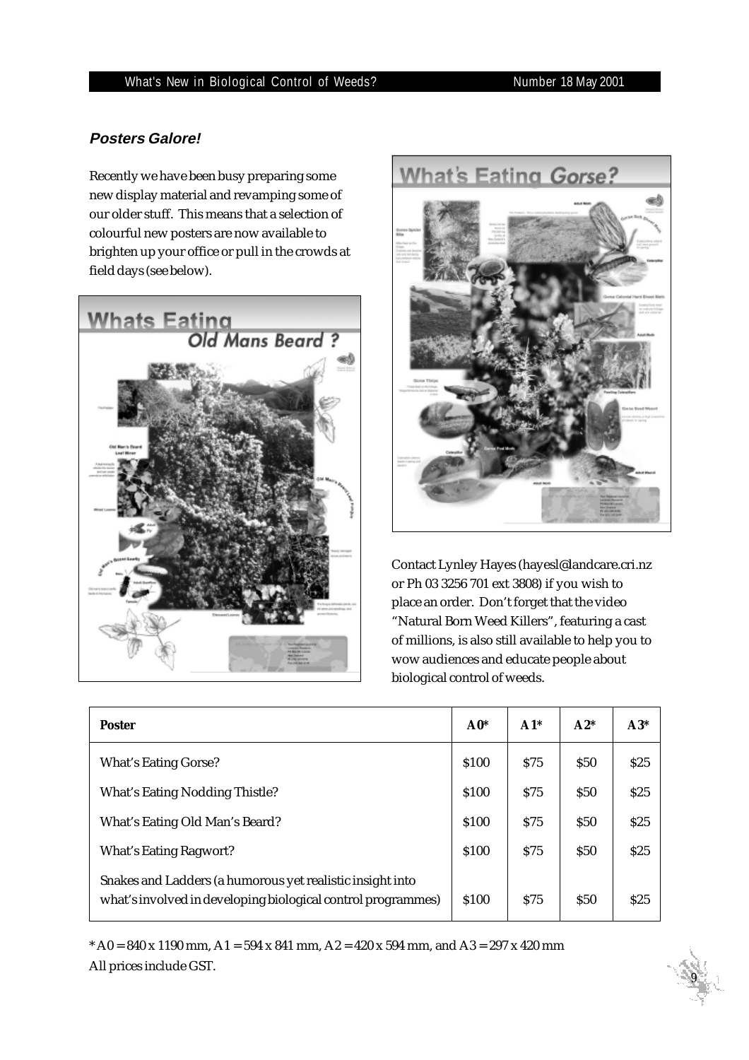## *Posters Galore!*

Recently we have been busy preparing some new display material and revamping some of our older stuff. This means that a selection of colourful new posters are now available to brighten up your office or pull in the crowds at field days (see below).

Contact Lynley Hayes (hayesl@landcare.cri.nz or Ph 03 3256 701 ext 3808) if you wish to place an order. Don't forget that the video "Natural Born Weed Killers", featuring a cast of millions, is also still available to help you to wow audiences and educate people about biological control of weeds.

| Poster | A0* | A1* | A2* | A3* |
|---|---|---|---|---|
| What's Eating Gorse? | $100 | $75 | $50 | $25 |
| What's Eating Nodding Thistle? | $100 | $75 | $50 | $25 |
| What's Eating Old Man's Beard? | $100 | $75 | $50 | $25 |
| What's Eating Ragwort? | $100 | $75 | $50 | $25 |
| Snakes and Ladders (a humorous yet realistic insight into what's involved in developing biological control programmes) | $100 | $75 | $50 | $25 |

\* A0 = 840 x 1190 mm, A1 = 594 x 841 mm, A2 = 420 x 594 mm, and A3 = 297 x 420 mm
All prices include GST.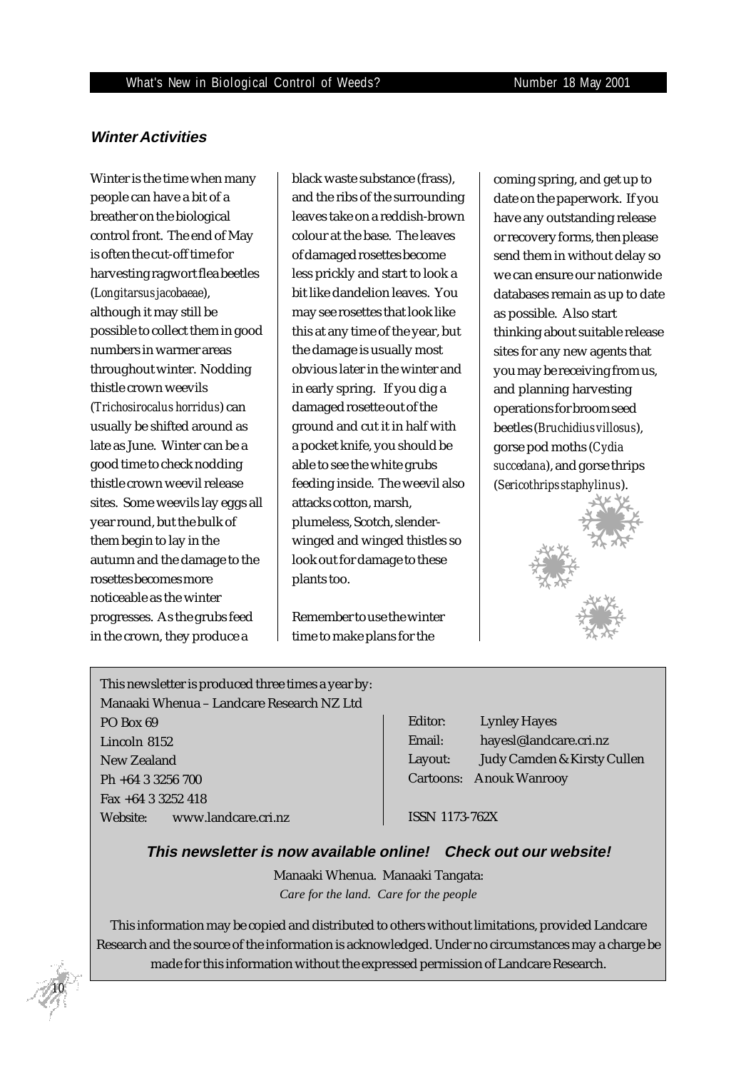## *Winter Activities*

Winter is the time when many people can have a bit of a breather on the biological control front. The end of May is often the cut-off time for harvesting ragwort flea beetles (*Longitarsus jacobaeae*), although it may still be possible to collect them in good numbers in warmer areas throughout winter. Nodding thistle crown weevils (*Trichosirocalus horridus*) can usually be shifted around as late as June. Winter can be a good time to check nodding thistle crown weevil release sites. Some weevils lay eggs all year round, but the bulk of them begin to lay in the autumn and the damage to the rosettes becomes more noticeable as the winter progresses. As the grubs feed in the crown, they produce a black waste substance (frass), and the ribs of the surrounding leaves take on a reddish-brown colour at the base. The leaves of damaged rosettes become less prickly and start to look a bit like dandelion leaves. You may see rosettes that look like this at any time of the year, but the damage is usually most obvious later in the winter and in early spring. If you dig a damaged rosette out of the ground and cut it in half with a pocket knife, you should be able to see the white grubs feeding inside. The weevil also attacks cotton, marsh, plumeless, Scotch, slender-winged and winged thistles so look out for damage to these plants too.

Remember to use the winter time to make plans for the coming spring, and get up to date on the paperwork. If you have any outstanding release or recovery forms, then please send them in without delay so we can ensure our nationwide databases remain as up to date as possible. Also start thinking about suitable release sites for any new agents that you may be receiving from us, and planning harvesting operations for broom seed beetles (*Bruchidius villosus*), gorse pod moths (*Cydia succedana*), and gorse thrips (*Sericothrips staphylinus*).

This newsletter is produced three times a year by:
Manaaki Whenua – Landcare Research NZ Ltd
PO Box 69
Lincoln 8152
New Zealand
Ph +64 3 3256 700
Fax +64 3 3252 418
Website: www.landcare.cri.nz

Editor: Lynley Hayes
Email: hayesl@landcare.cri.nz
Layout: Judy Camden & Kirsty Cullen
Cartoons: Anouk Wanrooy

ISSN 1173-762X

***This newsletter is now available online! Check out our website!***

Manaaki Whenua. Manaaki Tangata:
*Care for the land. Care for the people*

This information may be copied and distributed to others without limitations, provided Landcare Research and the source of the information is acknowledged. Under no circumstances may a charge be made for this information without the expressed permission of Landcare Research.